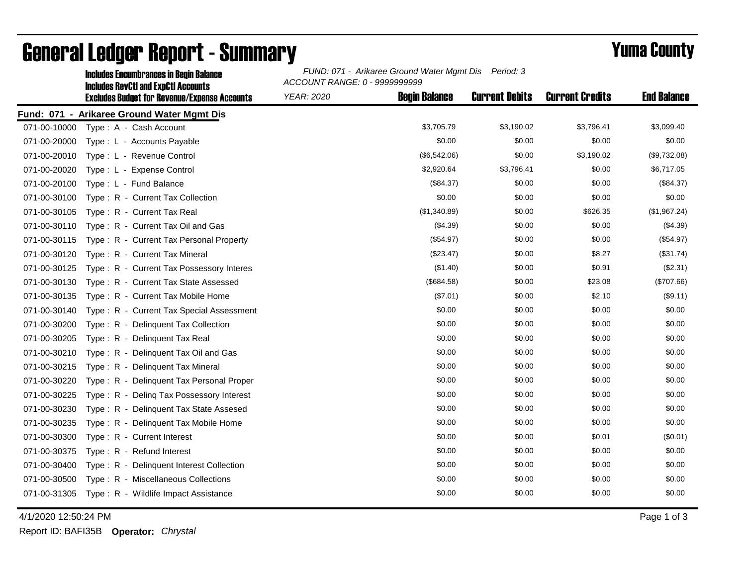# General Ledger Report - Summary

## Yuma County

**Includes Encumbrances in Begin Balance**
**Includes RevCtl and ExpCtl Accounts**
**Excludes Budget for Revenue/Expense Accounts**

*FUND: 071 - Arikaree Ground Water Mgmt Dis Period: 3*
*ACCOUNT RANGE: 0 - 9999999999*
*YEAR: 2020*

**Fund: 071 - Arikaree Ground Water Mgmt Dis**

| Account | Description | Begin Balance | Current Debits | Current Credits | End Balance |
|---|---|---|---|---|---|
| 071-00-10000 | Type : A - Cash Account | $3,705.79 | $3,190.02 | $3,796.41 | $3,099.40 |
| 071-00-20000 | Type : L - Accounts Payable | $0.00 | $0.00 | $0.00 | $0.00 |
| 071-00-20010 | Type : L - Revenue Control | ($6,542.06) | $0.00 | $3,190.02 | ($9,732.08) |
| 071-00-20020 | Type : L - Expense Control | $2,920.64 | $3,796.41 | $0.00 | $6,717.05 |
| 071-00-20100 | Type : L - Fund Balance | ($84.37) | $0.00 | $0.00 | ($84.37) |
| 071-00-30100 | Type : R - Current Tax Collection | $0.00 | $0.00 | $0.00 | $0.00 |
| 071-00-30105 | Type : R - Current Tax Real | ($1,340.89) | $0.00 | $626.35 | ($1,967.24) |
| 071-00-30110 | Type : R - Current Tax Oil and Gas | ($4.39) | $0.00 | $0.00 | ($4.39) |
| 071-00-30115 | Type : R - Current Tax Personal Property | ($54.97) | $0.00 | $0.00 | ($54.97) |
| 071-00-30120 | Type : R - Current Tax Mineral | ($23.47) | $0.00 | $8.27 | ($31.74) |
| 071-00-30125 | Type : R - Current Tax Possessory Interes | ($1.40) | $0.00 | $0.91 | ($2.31) |
| 071-00-30130 | Type : R - Current Tax State Assessed | ($684.58) | $0.00 | $23.08 | ($707.66) |
| 071-00-30135 | Type : R - Current Tax Mobile Home | ($7.01) | $0.00 | $2.10 | ($9.11) |
| 071-00-30140 | Type : R - Current Tax Special Assessment | $0.00 | $0.00 | $0.00 | $0.00 |
| 071-00-30200 | Type : R - Delinquent Tax Collection | $0.00 | $0.00 | $0.00 | $0.00 |
| 071-00-30205 | Type : R - Delinquent Tax Real | $0.00 | $0.00 | $0.00 | $0.00 |
| 071-00-30210 | Type : R - Delinquent Tax Oil and Gas | $0.00 | $0.00 | $0.00 | $0.00 |
| 071-00-30215 | Type : R - Delinquent Tax Mineral | $0.00 | $0.00 | $0.00 | $0.00 |
| 071-00-30220 | Type : R - Delinquent Tax Personal Proper | $0.00 | $0.00 | $0.00 | $0.00 |
| 071-00-30225 | Type : R - Delinq Tax Possessory Interest | $0.00 | $0.00 | $0.00 | $0.00 |
| 071-00-30230 | Type : R - Delinquent Tax State Assesed | $0.00 | $0.00 | $0.00 | $0.00 |
| 071-00-30235 | Type : R - Delinquent Tax Mobile Home | $0.00 | $0.00 | $0.00 | $0.00 |
| 071-00-30300 | Type : R - Current Interest | $0.00 | $0.00 | $0.01 | ($0.01) |
| 071-00-30375 | Type : R - Refund Interest | $0.00 | $0.00 | $0.00 | $0.00 |
| 071-00-30400 | Type : R - Delinquent Interest Collection | $0.00 | $0.00 | $0.00 | $0.00 |
| 071-00-30500 | Type : R - Miscellaneous Collections | $0.00 | $0.00 | $0.00 | $0.00 |
| 071-00-31305 | Type : R - Wildlife Impact Assistance | $0.00 | $0.00 | $0.00 | $0.00 |

4/1/2020 12:50:24 PM

Report ID: BAFI35B **Operator:** *Chrystal*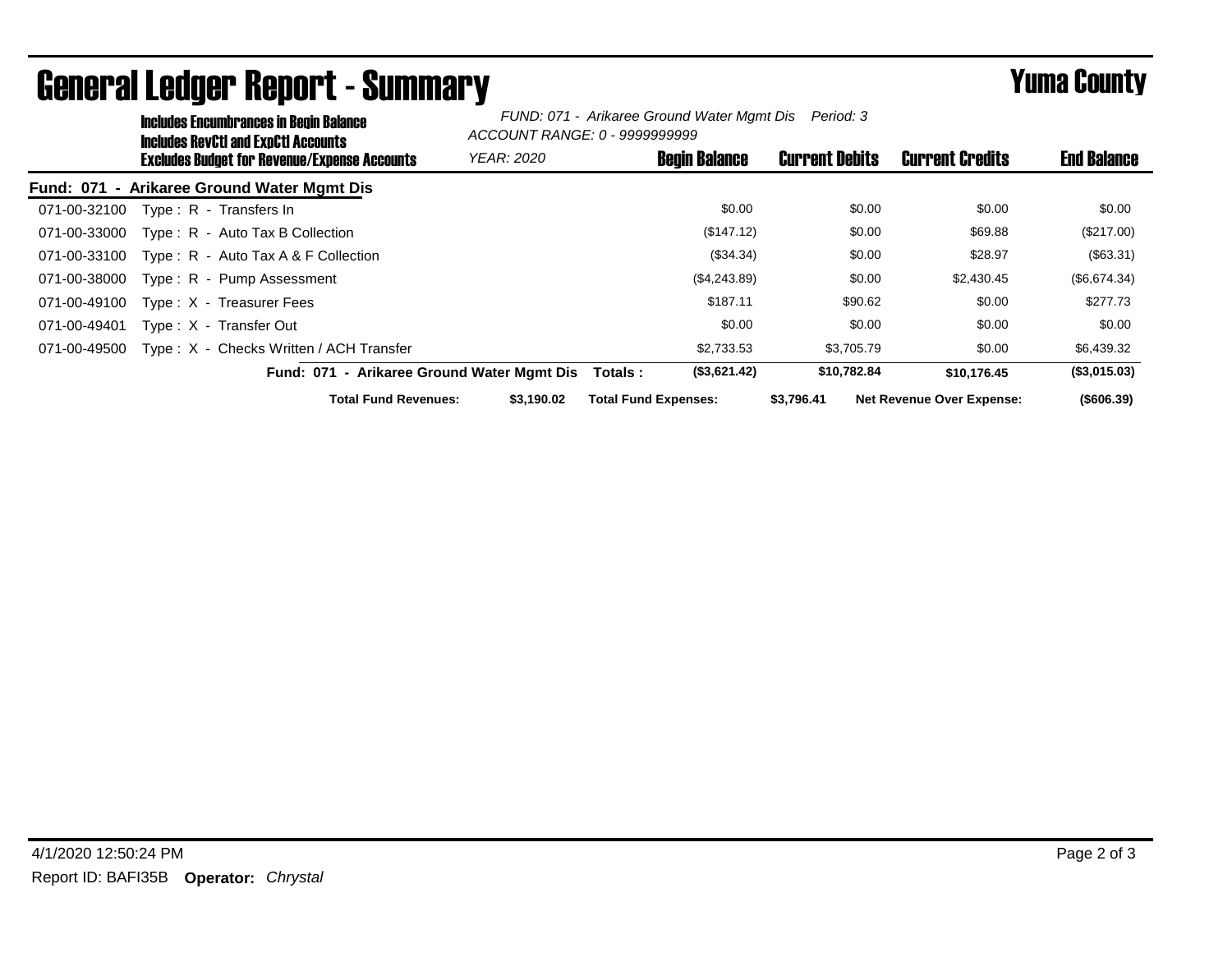# General Ledger Report - Summary

**Yuma County**

**Includes Encumbrances in Begin Balance**
**Includes RevCtl and ExpCtl Accounts**
**Excludes Budget for Revenue/Expense Accounts**

*FUND: 071 - Arikaree Ground Water Mgmt Dis Period: 3*
*ACCOUNT RANGE: 0 - 9999999999*
*YEAR: 2020*

**Fund: 071 - Arikaree Ground Water Mgmt Dis**

| Account | Description | Begin Balance | Current Debits | Current Credits | End Balance |
|---|---|---|---|---|---|
| 071-00-32100 | Type : R - Transfers In | $0.00 | $0.00 | $0.00 | $0.00 |
| 071-00-33000 | Type : R - Auto Tax B Collection | ($147.12) | $0.00 | $69.88 | ($217.00) |
| 071-00-33100 | Type : R - Auto Tax A & F Collection | ($34.34) | $0.00 | $28.97 | ($63.31) |
| 071-00-38000 | Type : R - Pump Assessment | ($4,243.89) | $0.00 | $2,430.45 | ($6,674.34) |
| 071-00-49100 | Type : X - Treasurer Fees | $187.11 | $90.62 | $0.00 | $277.73 |
| 071-00-49401 | Type : X - Transfer Out | $0.00 | $0.00 | $0.00 | $0.00 |
| 071-00-49500 | Type : X - Checks Written / ACH Transfer | $2,733.53 | $3,705.79 | $0.00 | $6,439.32 |
| | **Fund: 071 - Arikaree Ground Water Mgmt Dis Totals :** | **($3,621.42)** | **$10,782.84** | **$10,176.45** | **($3,015.03)** |

**Total Fund Revenues:** $3,190.02 **Total Fund Expenses:** $3,796.41 **Net Revenue Over Expense:** ($606.39)

4/1/2020 12:50:24 PM

Report ID: BAFI35B **Operator:** *Chrystal*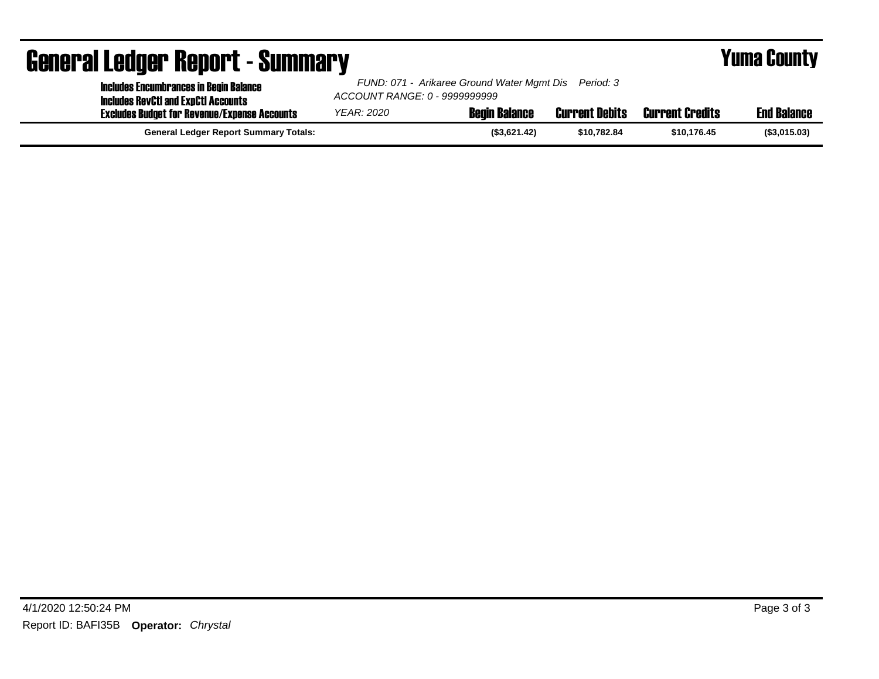# General Ledger Report - Summary

## Yuma County

Includes Encumbrances in Begin Balance
Includes RevCtl and ExpCtl Accounts
Excludes Budget for Revenue/Expense Accounts

*FUND: 071 - Arikaree Ground Water Mgmt Dis Period: 3*
*ACCOUNT RANGE: 0 - 9999999999*
*YEAR: 2020*

| | Begin Balance | Current Debits | Current Credits | End Balance |
|---|---|---|---|---|
| **General Ledger Report Summary Totals:** | **($3,621.42)** | **$10,782.84** | **$10,176.45** | **($3,015.03)** |

4/1/2020 12:50:24 PM

Report ID: BAFI35B **Operator:** *Chrystal*